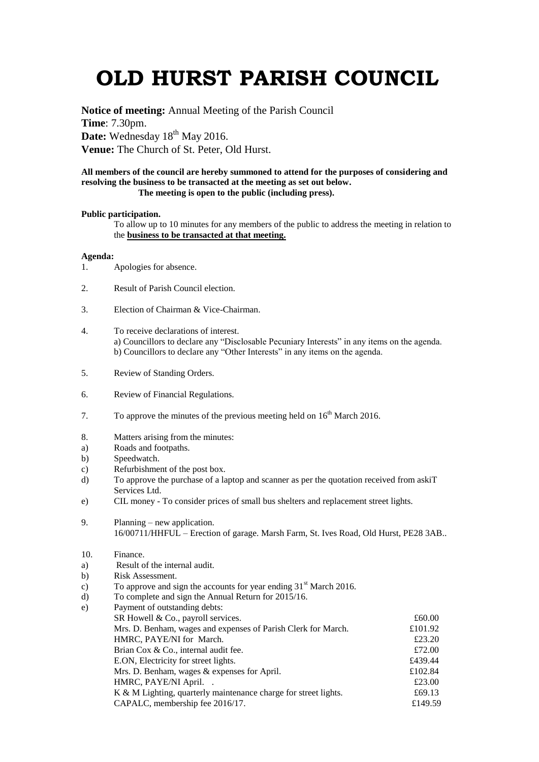# OLD HURST PARISH COUNCIL

**Notice of meeting:** Annual Meeting of the Parish Council
**Time**: 7.30pm.
**Date:** Wednesday 18th May 2016.
**Venue:** The Church of St. Peter, Old Hurst.

**All members of the council are hereby summoned to attend for the purposes of considering and resolving the business to be transacted at the meeting as set out below.**
**The meeting is open to the public (including press).**

**Public participation.**
To allow up to 10 minutes for any members of the public to address the meeting in relation to the **business to be transacted at that meeting.**

**Agenda:**

1. Apologies for absence.

2. Result of Parish Council election.

3. Election of Chairman & Vice-Chairman.

4. To receive declarations of interest.
   a) Councillors to declare any "Disclosable Pecuniary Interests" in any items on the agenda.
   b) Councillors to declare any "Other Interests" in any items on the agenda.

5. Review of Standing Orders.

6. Review of Financial Regulations.

7. To approve the minutes of the previous meeting held on 16th March 2016.

8. Matters arising from the minutes:
   a) Roads and footpaths.
   b) Speedwatch.
   c) Refurbishment of the post box.
   d) To approve the purchase of a laptop and scanner as per the quotation received from askiT Services Ltd.
   e) CIL money - To consider prices of small bus shelters and replacement street lights.

9. Planning – new application.
   16/00711/HHFUL – Erection of garage. Marsh Farm, St. Ives Road, Old Hurst, PE28 3AB..

10. Finance.
    a) Result of the internal audit.
    b) Risk Assessment.
    c) To approve and sign the accounts for year ending 31st March 2016.
    d) To complete and sign the Annual Return for 2015/16.
    e) Payment of outstanding debts:

| | |
|---|---|
| SR Howell & Co., payroll services. | £60.00 |
| Mrs. D. Benham, wages and expenses of Parish Clerk for March. | £101.92 |
| HMRC, PAYE/NI for March. | £23.20 |
| Brian Cox & Co., internal audit fee. | £72.00 |
| E.ON, Electricity for street lights. | £439.44 |
| Mrs. D. Benham, wages & expenses for April. | £102.84 |
| HMRC, PAYE/NI April. . | £23.00 |
| K & M Lighting, quarterly maintenance charge for street lights. | £69.13 |
| CAPALC, membership fee 2016/17. | £149.59 |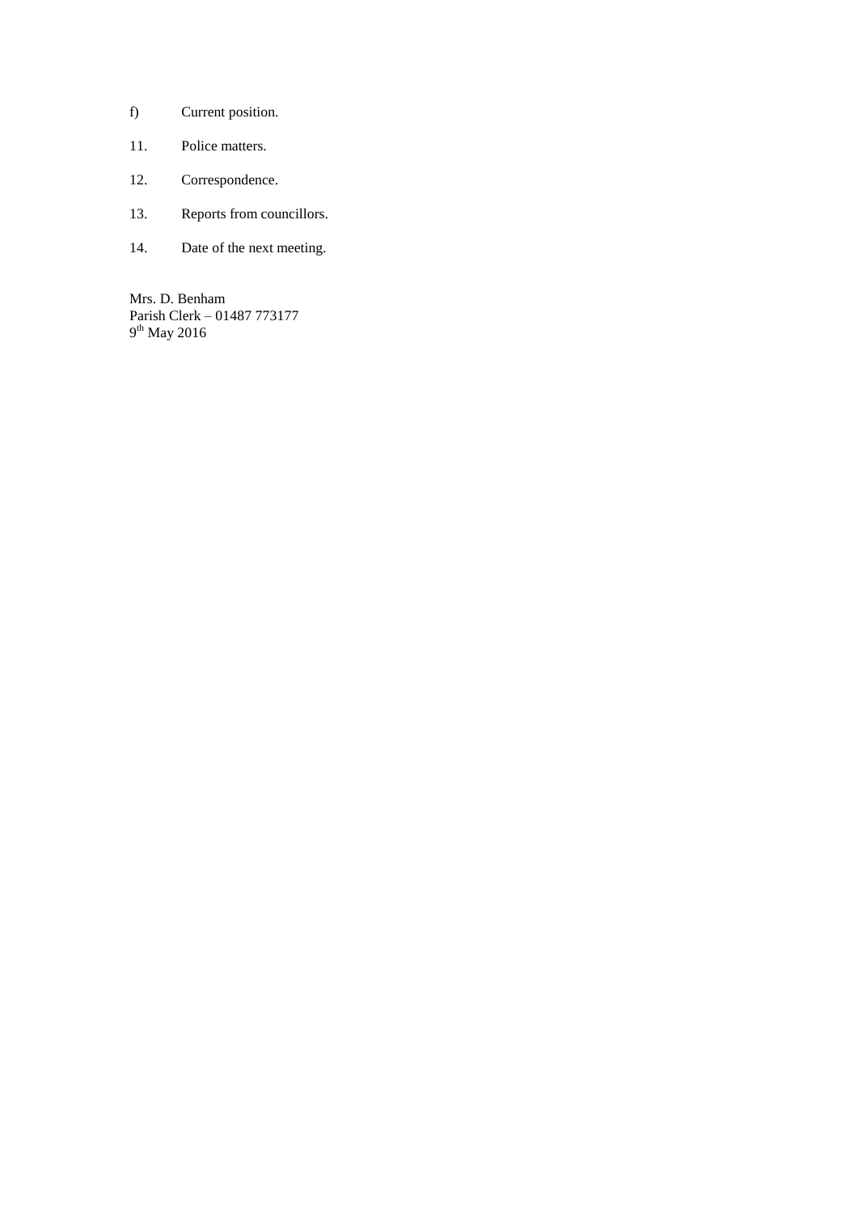f) Current position.

11. Police matters.

12. Correspondence.

13. Reports from councillors.

14. Date of the next meeting.

Mrs. D. Benham  
Parish Clerk – 01487 773177  
9th May 2016